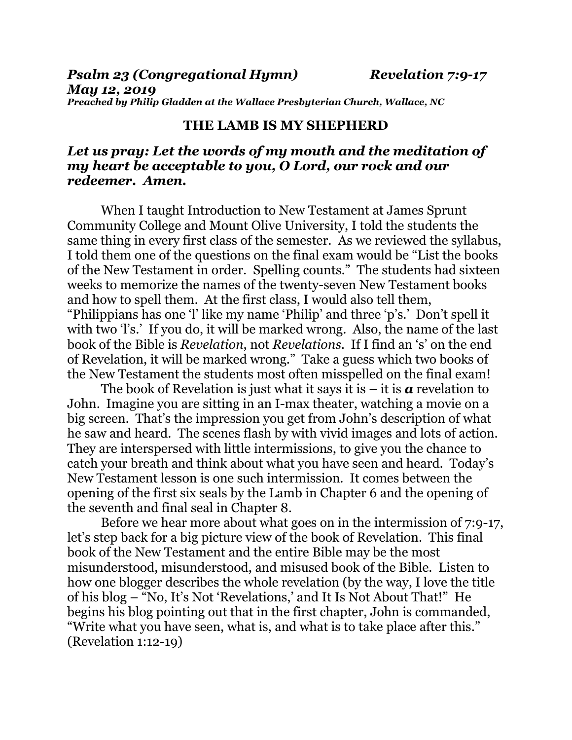***Psalm 23 (Congregational Hymn)*** ***Revelation 7:9-17***
***May 12, 2019***
***Preached by Philip Gladden at the Wallace Presbyterian Church, Wallace, NC***

# THE LAMB IS MY SHEPHERD

***Let us pray: Let the words of my mouth and the meditation of my heart be acceptable to you, O Lord, our rock and our redeemer. Amen.***

When I taught Introduction to New Testament at James Sprunt Community College and Mount Olive University, I told the students the same thing in every first class of the semester. As we reviewed the syllabus, I told them one of the questions on the final exam would be "List the books of the New Testament in order. Spelling counts." The students had sixteen weeks to memorize the names of the twenty-seven New Testament books and how to spell them. At the first class, I would also tell them, "Philippians has one 'l' like my name 'Philip' and three 'p's.' Don't spell it with two 'l's.' If you do, it will be marked wrong. Also, the name of the last book of the Bible is *Revelation*, not *Revelations*. If I find an 's' on the end of Revelation, it will be marked wrong." Take a guess which two books of the New Testament the students most often misspelled on the final exam!

The book of Revelation is just what it says it is – it is ***a*** revelation to John. Imagine you are sitting in an I-max theater, watching a movie on a big screen. That's the impression you get from John's description of what he saw and heard. The scenes flash by with vivid images and lots of action. They are interspersed with little intermissions, to give you the chance to catch your breath and think about what you have seen and heard. Today's New Testament lesson is one such intermission. It comes between the opening of the first six seals by the Lamb in Chapter 6 and the opening of the seventh and final seal in Chapter 8.

Before we hear more about what goes on in the intermission of 7:9-17, let's step back for a big picture view of the book of Revelation. This final book of the New Testament and the entire Bible may be the most misunderstood, misunderstood, and misused book of the Bible. Listen to how one blogger describes the whole revelation (by the way, I love the title of his blog – "No, It's Not 'Revelations,' and It Is Not About That!" He begins his blog pointing out that in the first chapter, John is commanded, "Write what you have seen, what is, and what is to take place after this." (Revelation 1:12-19)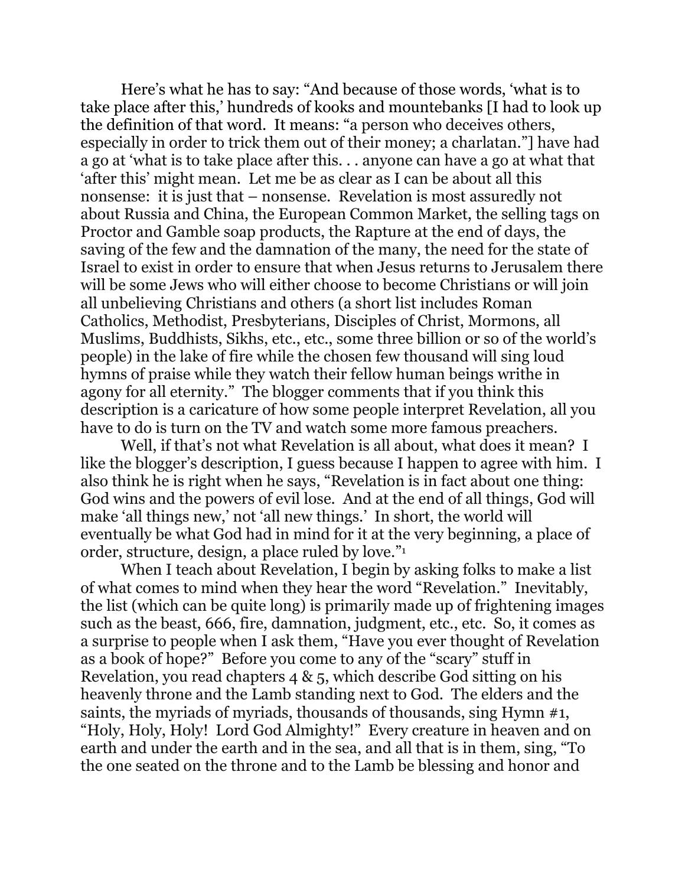Here's what he has to say: "And because of those words, 'what is to take place after this,' hundreds of kooks and mountebanks [I had to look up the definition of that word. It means: "a person who deceives others, especially in order to trick them out of their money; a charlatan."] have had a go at 'what is to take place after this. . . anyone can have a go at what that 'after this' might mean. Let me be as clear as I can be about all this nonsense: it is just that – nonsense. Revelation is most assuredly not about Russia and China, the European Common Market, the selling tags on Proctor and Gamble soap products, the Rapture at the end of days, the saving of the few and the damnation of the many, the need for the state of Israel to exist in order to ensure that when Jesus returns to Jerusalem there will be some Jews who will either choose to become Christians or will join all unbelieving Christians and others (a short list includes Roman Catholics, Methodist, Presbyterians, Disciples of Christ, Mormons, all Muslims, Buddhists, Sikhs, etc., etc., some three billion or so of the world's people) in the lake of fire while the chosen few thousand will sing loud hymns of praise while they watch their fellow human beings writhe in agony for all eternity." The blogger comments that if you think this description is a caricature of how some people interpret Revelation, all you have to do is turn on the TV and watch some more famous preachers.

Well, if that's not what Revelation is all about, what does it mean? I like the blogger's description, I guess because I happen to agree with him. I also think he is right when he says, "Revelation is in fact about one thing: God wins and the powers of evil lose. And at the end of all things, God will make 'all things new,' not 'all new things.' In short, the world will eventually be what God had in mind for it at the very beginning, a place of order, structure, design, a place ruled by love."[1]

When I teach about Revelation, I begin by asking folks to make a list of what comes to mind when they hear the word "Revelation." Inevitably, the list (which can be quite long) is primarily made up of frightening images such as the beast, 666, fire, damnation, judgment, etc., etc. So, it comes as a surprise to people when I ask them, "Have you ever thought of Revelation as a book of hope?" Before you come to any of the "scary" stuff in Revelation, you read chapters 4 & 5, which describe God sitting on his heavenly throne and the Lamb standing next to God. The elders and the saints, the myriads of myriads, thousands of thousands, sing Hymn #1, "Holy, Holy, Holy! Lord God Almighty!" Every creature in heaven and on earth and under the earth and in the sea, and all that is in them, sing, "To the one seated on the throne and to the Lamb be blessing and honor and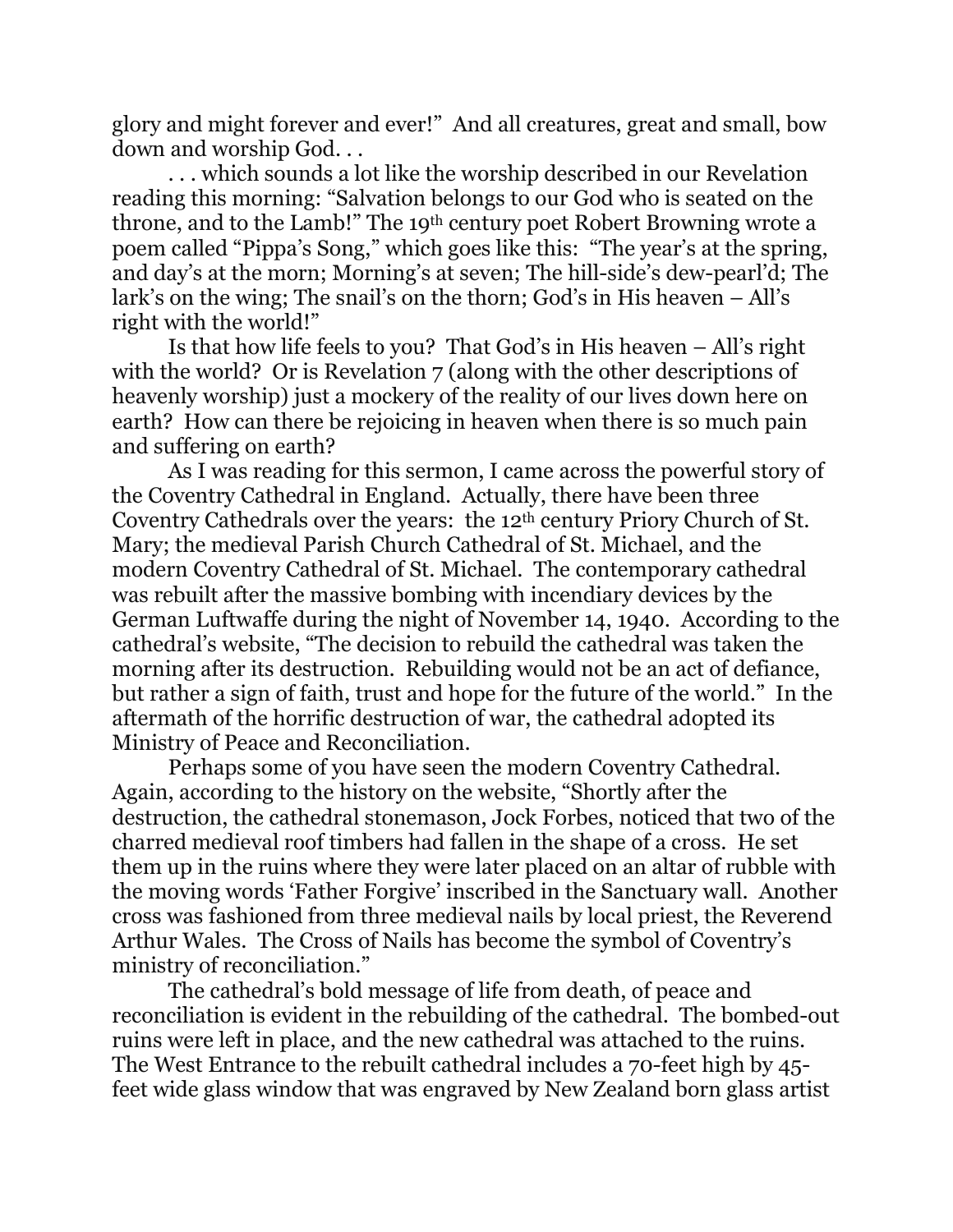glory and might forever and ever!" And all creatures, great and small, bow down and worship God. . .

. . . which sounds a lot like the worship described in our Revelation reading this morning: "Salvation belongs to our God who is seated on the throne, and to the Lamb!" The 19th century poet Robert Browning wrote a poem called "Pippa's Song," which goes like this: "The year's at the spring, and day's at the morn; Morning's at seven; The hill-side's dew-pearl'd; The lark's on the wing; The snail's on the thorn; God's in His heaven – All's right with the world!"

Is that how life feels to you? That God's in His heaven – All's right with the world? Or is Revelation 7 (along with the other descriptions of heavenly worship) just a mockery of the reality of our lives down here on earth? How can there be rejoicing in heaven when there is so much pain and suffering on earth?

As I was reading for this sermon, I came across the powerful story of the Coventry Cathedral in England. Actually, there have been three Coventry Cathedrals over the years: the 12th century Priory Church of St. Mary; the medieval Parish Church Cathedral of St. Michael, and the modern Coventry Cathedral of St. Michael. The contemporary cathedral was rebuilt after the massive bombing with incendiary devices by the German Luftwaffe during the night of November 14, 1940. According to the cathedral's website, "The decision to rebuild the cathedral was taken the morning after its destruction. Rebuilding would not be an act of defiance, but rather a sign of faith, trust and hope for the future of the world." In the aftermath of the horrific destruction of war, the cathedral adopted its Ministry of Peace and Reconciliation.

Perhaps some of you have seen the modern Coventry Cathedral. Again, according to the history on the website, "Shortly after the destruction, the cathedral stonemason, Jock Forbes, noticed that two of the charred medieval roof timbers had fallen in the shape of a cross. He set them up in the ruins where they were later placed on an altar of rubble with the moving words 'Father Forgive' inscribed in the Sanctuary wall. Another cross was fashioned from three medieval nails by local priest, the Reverend Arthur Wales. The Cross of Nails has become the symbol of Coventry's ministry of reconciliation."

The cathedral's bold message of life from death, of peace and reconciliation is evident in the rebuilding of the cathedral. The bombed-out ruins were left in place, and the new cathedral was attached to the ruins. The West Entrance to the rebuilt cathedral includes a 70-feet high by 45-feet wide glass window that was engraved by New Zealand born glass artist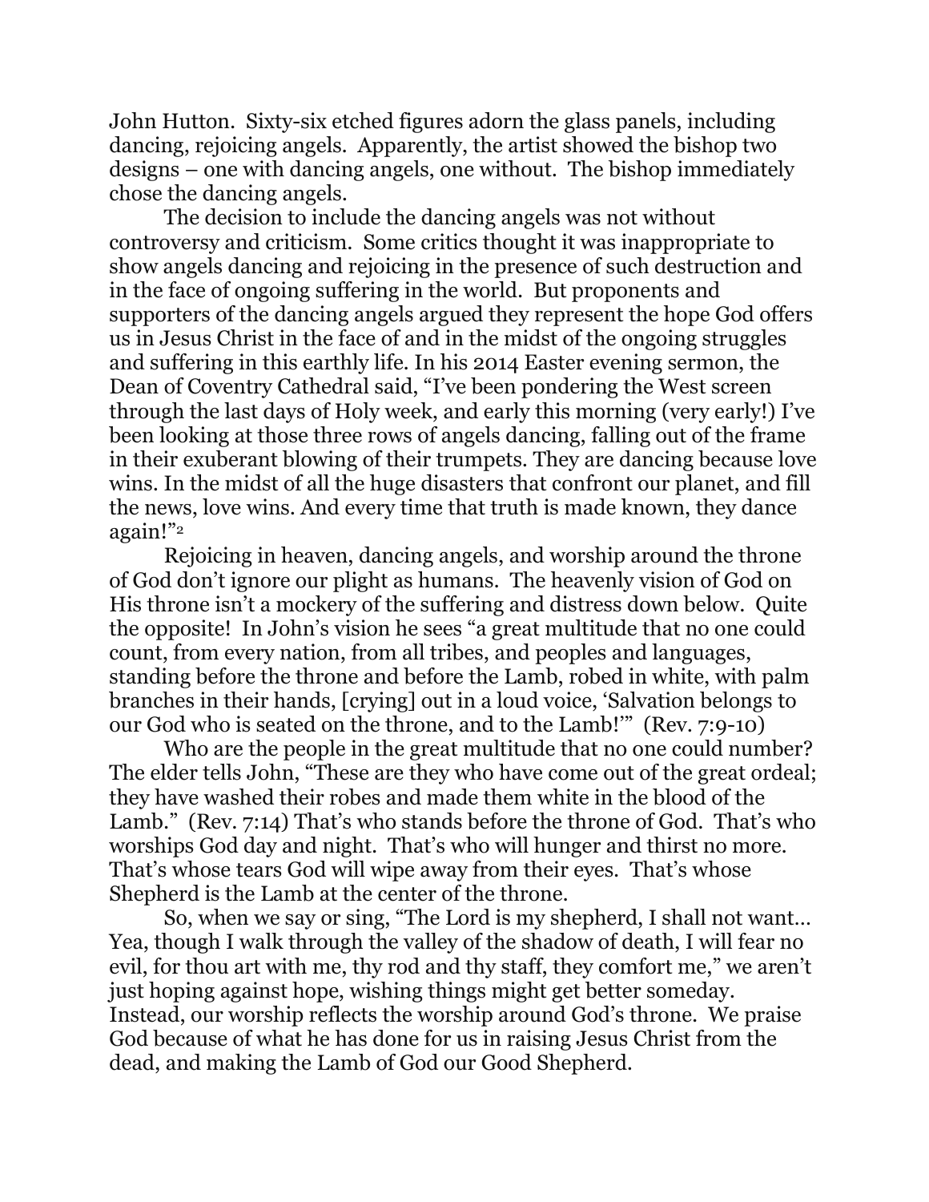John Hutton. Sixty-six etched figures adorn the glass panels, including dancing, rejoicing angels. Apparently, the artist showed the bishop two designs – one with dancing angels, one without. The bishop immediately chose the dancing angels.

The decision to include the dancing angels was not without controversy and criticism. Some critics thought it was inappropriate to show angels dancing and rejoicing in the presence of such destruction and in the face of ongoing suffering in the world. But proponents and supporters of the dancing angels argued they represent the hope God offers us in Jesus Christ in the face of and in the midst of the ongoing struggles and suffering in this earthly life. In his 2014 Easter evening sermon, the Dean of Coventry Cathedral said, "I've been pondering the West screen through the last days of Holy week, and early this morning (very early!) I've been looking at those three rows of angels dancing, falling out of the frame in their exuberant blowing of their trumpets. They are dancing because love wins. In the midst of all the huge disasters that confront our planet, and fill the news, love wins. And every time that truth is made known, they dance again!"[2]

Rejoicing in heaven, dancing angels, and worship around the throne of God don't ignore our plight as humans. The heavenly vision of God on His throne isn't a mockery of the suffering and distress down below. Quite the opposite! In John's vision he sees "a great multitude that no one could count, from every nation, from all tribes, and peoples and languages, standing before the throne and before the Lamb, robed in white, with palm branches in their hands, [crying] out in a loud voice, 'Salvation belongs to our God who is seated on the throne, and to the Lamb!'" (Rev. 7:9-10)

Who are the people in the great multitude that no one could number? The elder tells John, "These are they who have come out of the great ordeal; they have washed their robes and made them white in the blood of the Lamb." (Rev. 7:14) That's who stands before the throne of God. That's who worships God day and night. That's who will hunger and thirst no more. That's whose tears God will wipe away from their eyes. That's whose Shepherd is the Lamb at the center of the throne.

So, when we say or sing, "The Lord is my shepherd, I shall not want… Yea, though I walk through the valley of the shadow of death, I will fear no evil, for thou art with me, thy rod and thy staff, they comfort me," we aren't just hoping against hope, wishing things might get better someday. Instead, our worship reflects the worship around God's throne. We praise God because of what he has done for us in raising Jesus Christ from the dead, and making the Lamb of God our Good Shepherd.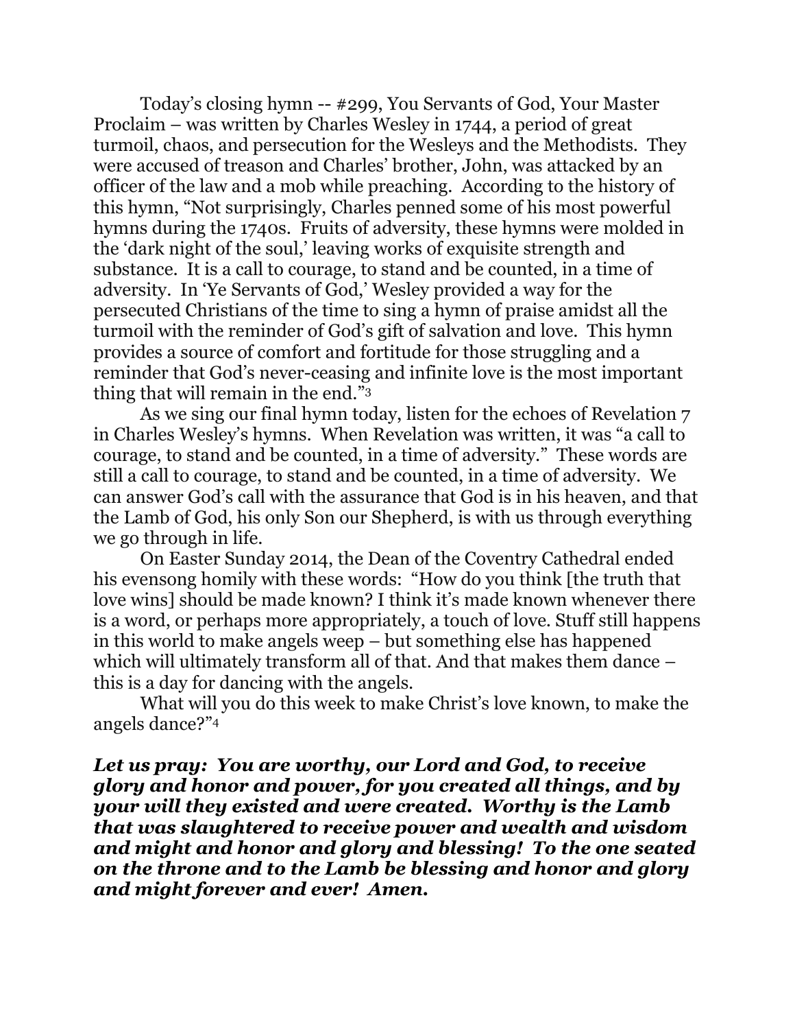Today's closing hymn -- #299, You Servants of God, Your Master Proclaim – was written by Charles Wesley in 1744, a period of great turmoil, chaos, and persecution for the Wesleys and the Methodists. They were accused of treason and Charles' brother, John, was attacked by an officer of the law and a mob while preaching. According to the history of this hymn, "Not surprisingly, Charles penned some of his most powerful hymns during the 1740s. Fruits of adversity, these hymns were molded in the 'dark night of the soul,' leaving works of exquisite strength and substance. It is a call to courage, to stand and be counted, in a time of adversity. In 'Ye Servants of God,' Wesley provided a way for the persecuted Christians of the time to sing a hymn of praise amidst all the turmoil with the reminder of God's gift of salvation and love. This hymn provides a source of comfort and fortitude for those struggling and a reminder that God's never-ceasing and infinite love is the most important thing that will remain in the end."[3]

As we sing our final hymn today, listen for the echoes of Revelation 7 in Charles Wesley's hymns. When Revelation was written, it was "a call to courage, to stand and be counted, in a time of adversity." These words are still a call to courage, to stand and be counted, in a time of adversity. We can answer God's call with the assurance that God is in his heaven, and that the Lamb of God, his only Son our Shepherd, is with us through everything we go through in life.

On Easter Sunday 2014, the Dean of the Coventry Cathedral ended his evensong homily with these words: "How do you think [the truth that love wins] should be made known? I think it's made known whenever there is a word, or perhaps more appropriately, a touch of love. Stuff still happens in this world to make angels weep – but something else has happened which will ultimately transform all of that. And that makes them dance – this is a day for dancing with the angels.

What will you do this week to make Christ's love known, to make the angels dance?"[4]

***Let us pray: You are worthy, our Lord and God, to receive glory and honor and power, for you created all things, and by your will they existed and were created. Worthy is the Lamb that was slaughtered to receive power and wealth and wisdom and might and honor and glory and blessing! To the one seated on the throne and to the Lamb be blessing and honor and glory and might forever and ever! Amen.***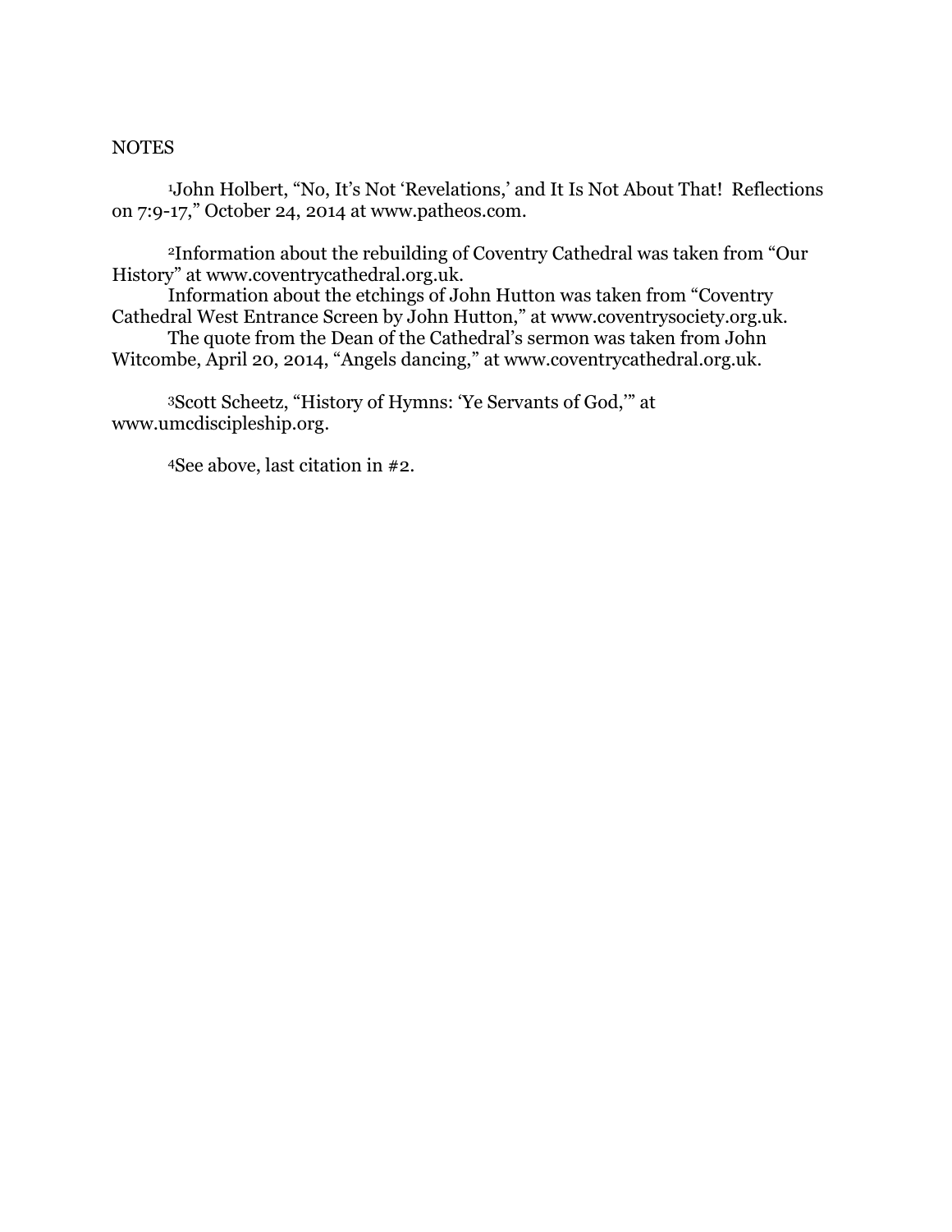NOTES

[1]John Holbert, "No, It's Not 'Revelations,' and It Is Not About That! Reflections on 7:9-17," October 24, 2014 at www.patheos.com.

[2]Information about the rebuilding of Coventry Cathedral was taken from "Our History" at www.coventrycathedral.org.uk.

Information about the etchings of John Hutton was taken from "Coventry Cathedral West Entrance Screen by John Hutton," at www.coventrysociety.org.uk.

The quote from the Dean of the Cathedral's sermon was taken from John Witcombe, April 20, 2014, "Angels dancing," at www.coventrycathedral.org.uk.

[3]Scott Scheetz, "History of Hymns: 'Ye Servants of God,'" at www.umcdiscipleship.org.

[4]See above, last citation in #2.